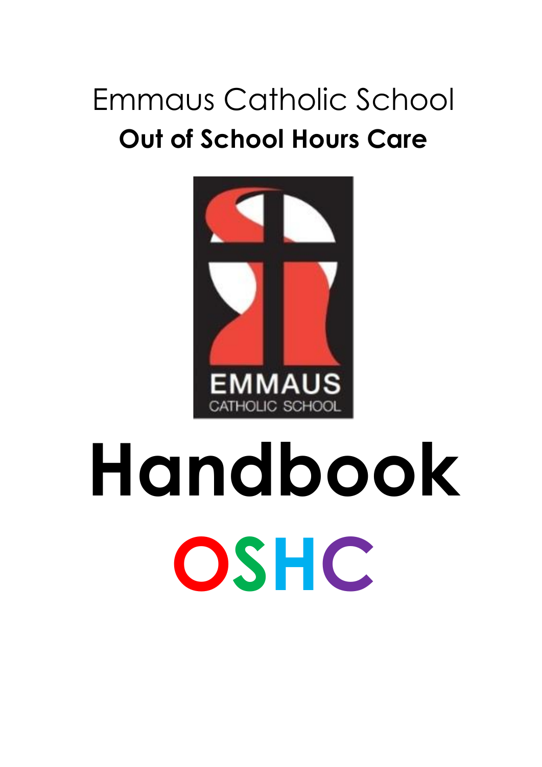# Emmaus Catholic School

## Out of School Hours Care

EMMAUS
CATHOLIC SCHOOL

# Handbook

# OSHC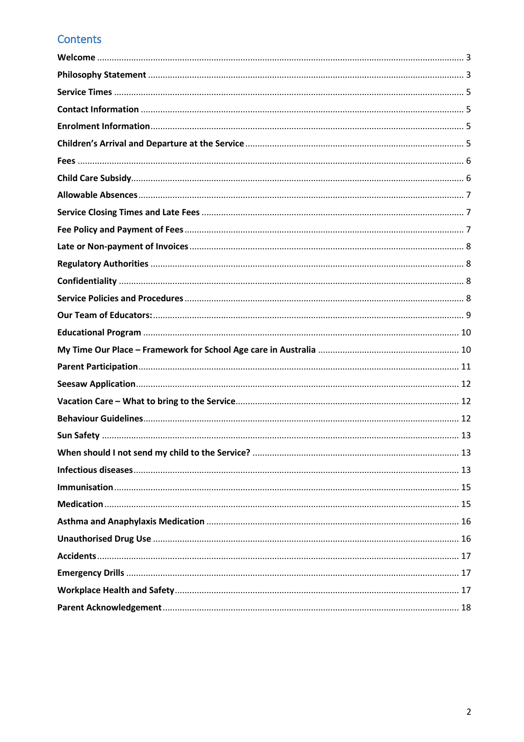## Contents

**Welcome** ..................................................................................................................................... 3

**Philosophy Statement** ................................................................................................................ 3

**Service Times** .............................................................................................................................. 5

**Contact Information** .................................................................................................................... 5

**Enrolment Information** ................................................................................................................ 5

**Children's Arrival and Departure at the Service** ........................................................................ 5

**Fees** ............................................................................................................................................. 6

**Child Care Subsidy** ........................................................................................................................ 6

**Allowable Absences** ..................................................................................................................... 7

**Service Closing Times and Late Fees** ........................................................................................... 7

**Fee Policy and Payment of Fees** ................................................................................................. 7

**Late or Non-payment of Invoices** ................................................................................................ 8

**Regulatory Authorities** ............................................................................................................... 8

**Confidentiality** ............................................................................................................................ 8

**Service Policies and Procedures** ................................................................................................. 8

**Our Team of Educators:** ............................................................................................................... 9

**Educational Program** ................................................................................................................ 10

**My Time Our Place – Framework for School Age care in Australia** .......................................... 10

**Parent Participation** .................................................................................................................. 11

**Seesaw Application** .................................................................................................................... 12

**Vacation Care – What to bring to the Service** ........................................................................... 12

**Behaviour Guidelines** ................................................................................................................. 12

**Sun Safety** ................................................................................................................................. 13

**When should I not send my child to the Service?** .................................................................... 13

**Infectious diseases** ..................................................................................................................... 13

**Immunisation** ............................................................................................................................ 15

**Medication** ................................................................................................................................ 15

**Asthma and Anaphylaxis Medication** ....................................................................................... 16

**Unauthorised Drug Use** ............................................................................................................ 16

**Accidents** ................................................................................................................................... 17

**Emergency Drills** ....................................................................................................................... 17

**Workplace Health and Safety** .................................................................................................... 17

**Parent Acknowledgement** ......................................................................................................... 18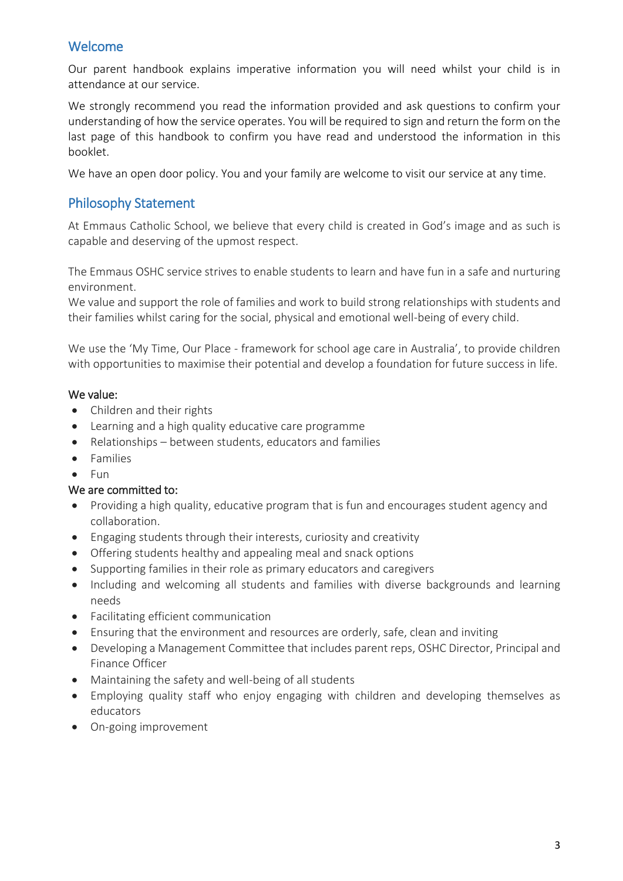## Welcome

Our parent handbook explains imperative information you will need whilst your child is in attendance at our service.

We strongly recommend you read the information provided and ask questions to confirm your understanding of how the service operates. You will be required to sign and return the form on the last page of this handbook to confirm you have read and understood the information in this booklet.

We have an open door policy. You and your family are welcome to visit our service at any time.

## Philosophy Statement

At Emmaus Catholic School, we believe that every child is created in God's image and as such is capable and deserving of the upmost respect.

The Emmaus OSHC service strives to enable students to learn and have fun in a safe and nurturing environment.
We value and support the role of families and work to build strong relationships with students and their families whilst caring for the social, physical and emotional well-being of every child.

We use the 'My Time, Our Place - framework for school age care in Australia', to provide children with opportunities to maximise their potential and develop a foundation for future success in life.

We value:

- Children and their rights
- Learning and a high quality educative care programme
- Relationships – between students, educators and families
- Families
- Fun

We are committed to:

- Providing a high quality, educative program that is fun and encourages student agency and collaboration.
- Engaging students through their interests, curiosity and creativity
- Offering students healthy and appealing meal and snack options
- Supporting families in their role as primary educators and caregivers
- Including and welcoming all students and families with diverse backgrounds and learning needs
- Facilitating efficient communication
- Ensuring that the environment and resources are orderly, safe, clean and inviting
- Developing a Management Committee that includes parent reps, OSHC Director, Principal and Finance Officer
- Maintaining the safety and well-being of all students
- Employing quality staff who enjoy engaging with children and developing themselves as educators
- On-going improvement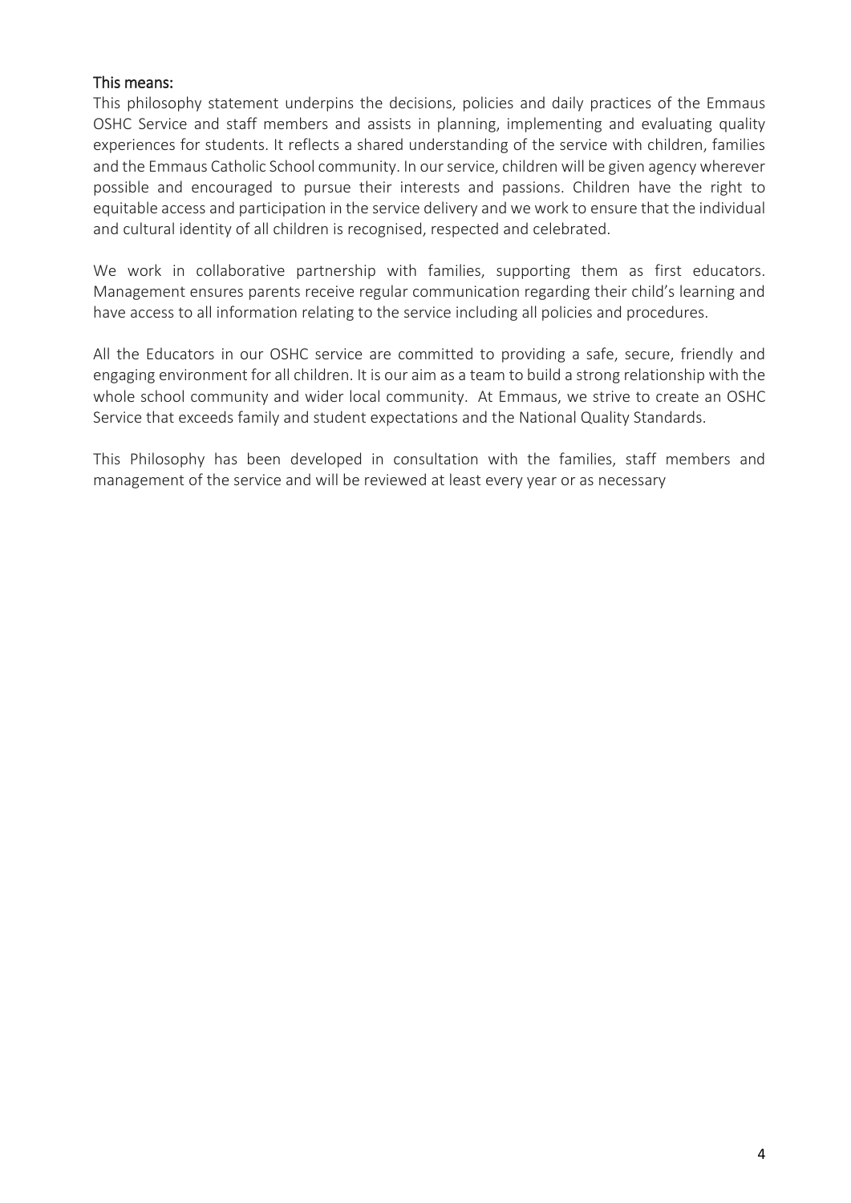### This means:

This philosophy statement underpins the decisions, policies and daily practices of the Emmaus OSHC Service and staff members and assists in planning, implementing and evaluating quality experiences for students. It reflects a shared understanding of the service with children, families and the Emmaus Catholic School community. In our service, children will be given agency wherever possible and encouraged to pursue their interests and passions. Children have the right to equitable access and participation in the service delivery and we work to ensure that the individual and cultural identity of all children is recognised, respected and celebrated.

We work in collaborative partnership with families, supporting them as first educators. Management ensures parents receive regular communication regarding their child's learning and have access to all information relating to the service including all policies and procedures.

All the Educators in our OSHC service are committed to providing a safe, secure, friendly and engaging environment for all children. It is our aim as a team to build a strong relationship with the whole school community and wider local community. At Emmaus, we strive to create an OSHC Service that exceeds family and student expectations and the National Quality Standards.

This Philosophy has been developed in consultation with the families, staff members and management of the service and will be reviewed at least every year or as necessary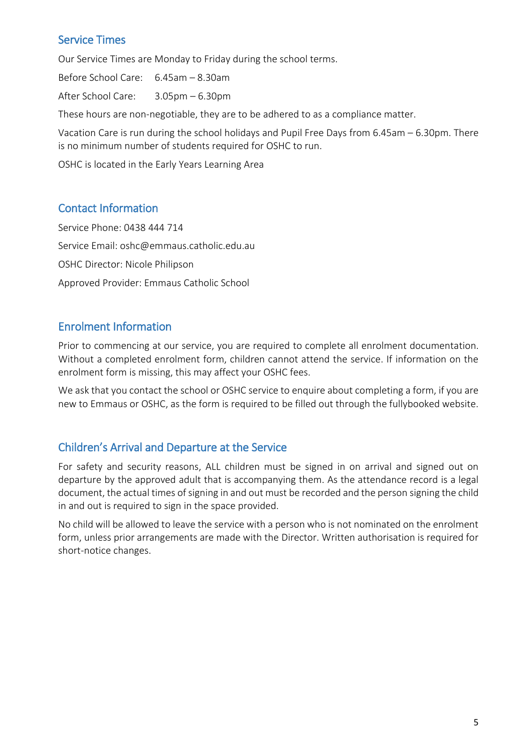## Service Times

Our Service Times are Monday to Friday during the school terms.

Before School Care: 6.45am – 8.30am

After School Care: 3.05pm – 6.30pm

These hours are non-negotiable, they are to be adhered to as a compliance matter.

Vacation Care is run during the school holidays and Pupil Free Days from 6.45am – 6.30pm. There is no minimum number of students required for OSHC to run.

OSHC is located in the Early Years Learning Area

## Contact Information

Service Phone: 0438 444 714

Service Email: oshc@emmaus.catholic.edu.au

OSHC Director: Nicole Philipson

Approved Provider: Emmaus Catholic School

## Enrolment Information

Prior to commencing at our service, you are required to complete all enrolment documentation. Without a completed enrolment form, children cannot attend the service. If information on the enrolment form is missing, this may affect your OSHC fees.

We ask that you contact the school or OSHC service to enquire about completing a form, if you are new to Emmaus or OSHC, as the form is required to be filled out through the fullybooked website.

## Children's Arrival and Departure at the Service

For safety and security reasons, ALL children must be signed in on arrival and signed out on departure by the approved adult that is accompanying them. As the attendance record is a legal document, the actual times of signing in and out must be recorded and the person signing the child in and out is required to sign in the space provided.

No child will be allowed to leave the service with a person who is not nominated on the enrolment form, unless prior arrangements are made with the Director. Written authorisation is required for short-notice changes.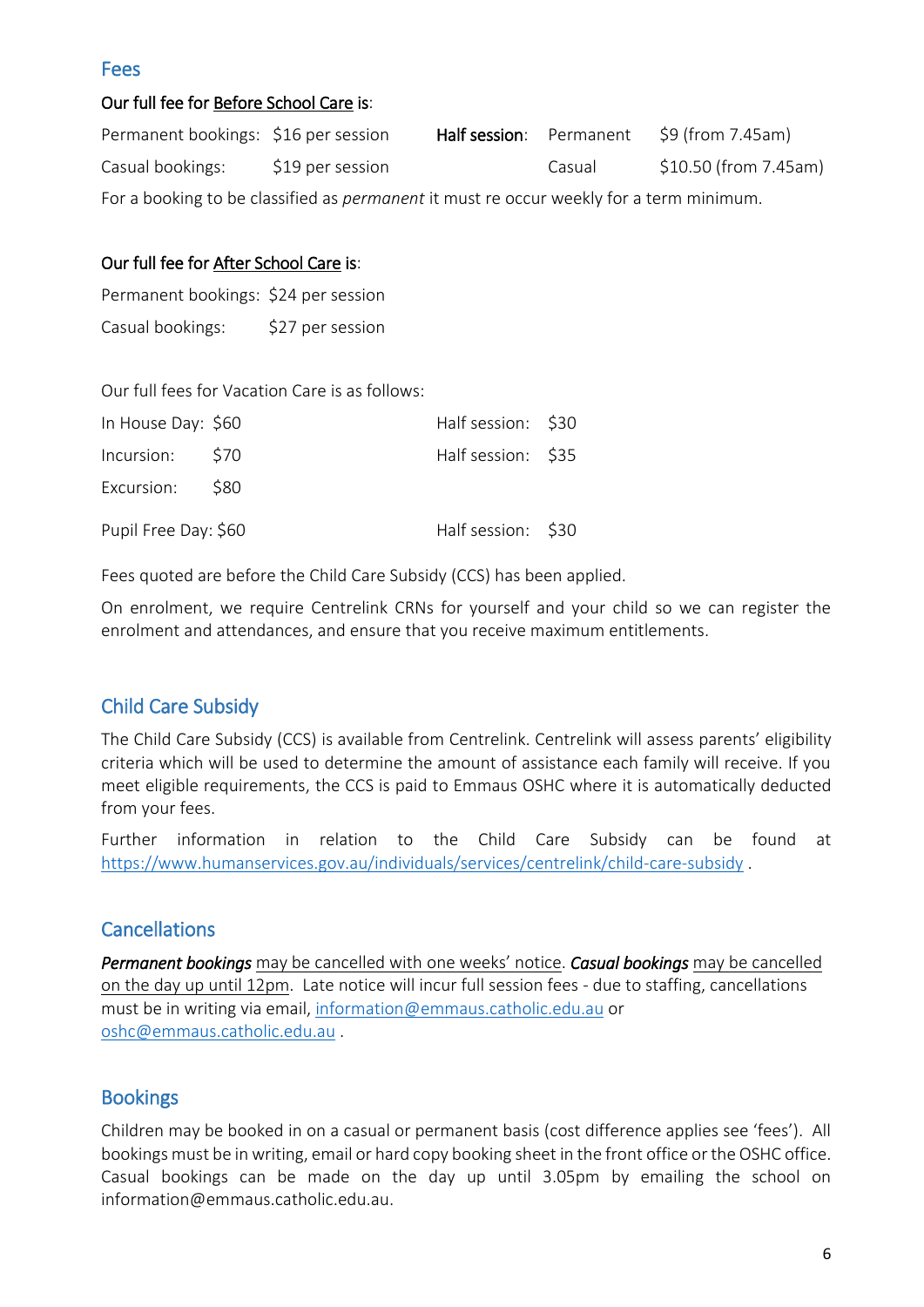## Fees

**Our full fee for Before School Care is:**

| | | | | |
|---|---|---|---|---|
| Permanent bookings: | $16 per session | **Half session:** | Permanent | $9 (from 7.45am) |
| Casual bookings: | $19 per session | | Casual | $10.50 (from 7.45am) |

For a booking to be classified as *permanent* it must re occur weekly for a term minimum.

**Our full fee for After School Care is:**

Permanent bookings: $24 per session

Casual bookings: $27 per session

Our full fees for Vacation Care is as follows:

| | | | |
|---|---|---|---|
| In House Day: | $60 | Half session: | $30 |
| Incursion: | $70 | Half session: | $35 |
| Excursion: | $80 | | |
| Pupil Free Day: | $60 | Half session: | $30 |

Fees quoted are before the Child Care Subsidy (CCS) has been applied.

On enrolment, we require Centrelink CRNs for yourself and your child so we can register the enrolment and attendances, and ensure that you receive maximum entitlements.

## Child Care Subsidy

The Child Care Subsidy (CCS) is available from Centrelink. Centrelink will assess parents' eligibility criteria which will be used to determine the amount of assistance each family will receive. If you meet eligible requirements, the CCS is paid to Emmaus OSHC where it is automatically deducted from your fees.

Further information in relation to the Child Care Subsidy can be found at https://www.humanservices.gov.au/individuals/services/centrelink/child-care-subsidy .

## Cancellations

***Permanent bookings*** may be cancelled with one weeks' notice. ***Casual bookings*** may be cancelled on the day up until 12pm. Late notice will incur full session fees - due to staffing, cancellations must be in writing via email, information@emmaus.catholic.edu.au or oshc@emmaus.catholic.edu.au .

## Bookings

Children may be booked in on a casual or permanent basis (cost difference applies see 'fees'). All bookings must be in writing, email or hard copy booking sheet in the front office or the OSHC office. Casual bookings can be made on the day up until 3.05pm by emailing the school on information@emmaus.catholic.edu.au.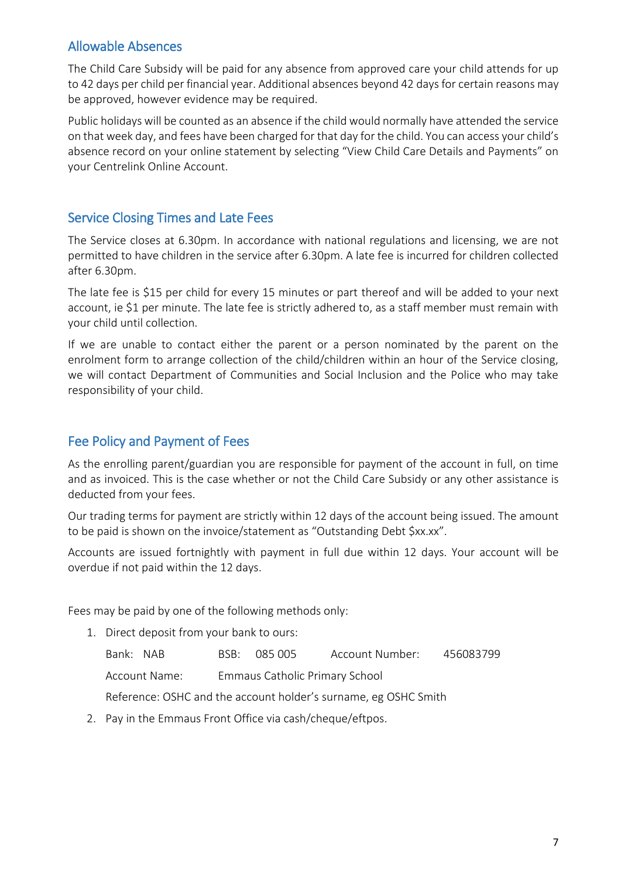## Allowable Absences

The Child Care Subsidy will be paid for any absence from approved care your child attends for up to 42 days per child per financial year. Additional absences beyond 42 days for certain reasons may be approved, however evidence may be required.

Public holidays will be counted as an absence if the child would normally have attended the service on that week day, and fees have been charged for that day for the child. You can access your child's absence record on your online statement by selecting "View Child Care Details and Payments" on your Centrelink Online Account.

## Service Closing Times and Late Fees

The Service closes at 6.30pm. In accordance with national regulations and licensing, we are not permitted to have children in the service after 6.30pm. A late fee is incurred for children collected after 6.30pm.

The late fee is $15 per child for every 15 minutes or part thereof and will be added to your next account, ie $1 per minute. The late fee is strictly adhered to, as a staff member must remain with your child until collection.

If we are unable to contact either the parent or a person nominated by the parent on the enrolment form to arrange collection of the child/children within an hour of the Service closing, we will contact Department of Communities and Social Inclusion and the Police who may take responsibility of your child.

## Fee Policy and Payment of Fees

As the enrolling parent/guardian you are responsible for payment of the account in full, on time and as invoiced. This is the case whether or not the Child Care Subsidy or any other assistance is deducted from your fees.

Our trading terms for payment are strictly within 12 days of the account being issued. The amount to be paid is shown on the invoice/statement as "Outstanding Debt $xx.xx".

Accounts are issued fortnightly with payment in full due within 12 days. Your account will be overdue if not paid within the 12 days.

Fees may be paid by one of the following methods only:

1. Direct deposit from your bank to ours:

   Bank: NAB    BSB: 085 005    Account Number: 456083799

   Account Name: Emmaus Catholic Primary School

   Reference: OSHC and the account holder's surname, eg OSHC Smith

2. Pay in the Emmaus Front Office via cash/cheque/eftpos.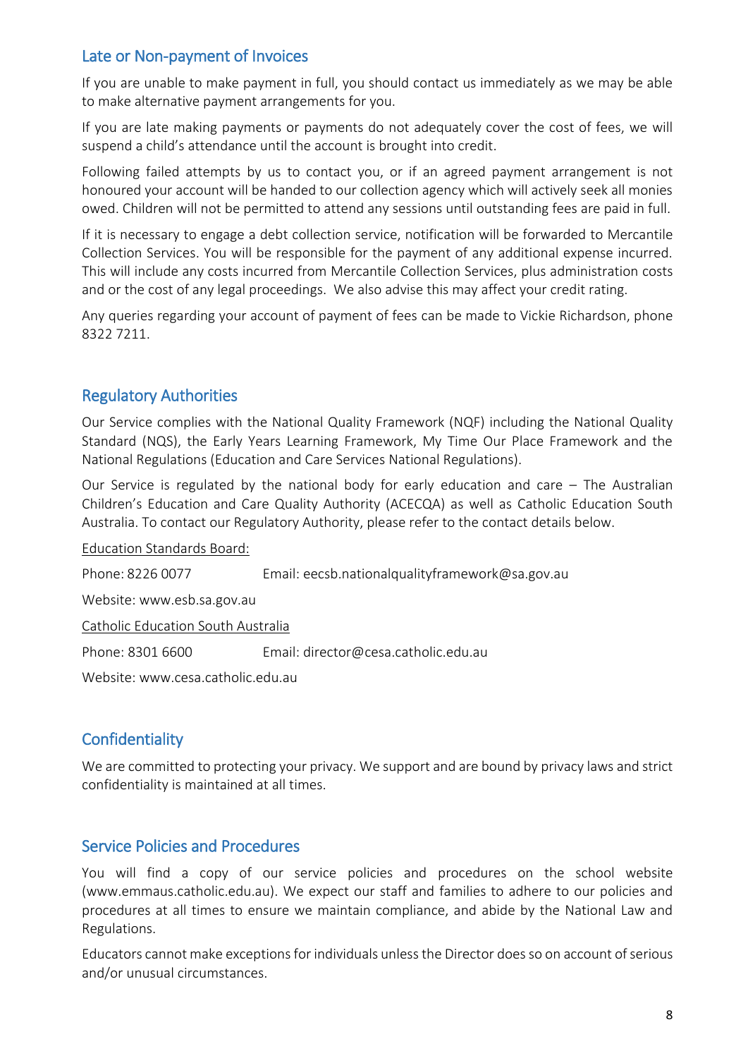## Late or Non-payment of Invoices

If you are unable to make payment in full, you should contact us immediately as we may be able to make alternative payment arrangements for you.

If you are late making payments or payments do not adequately cover the cost of fees, we will suspend a child's attendance until the account is brought into credit.

Following failed attempts by us to contact you, or if an agreed payment arrangement is not honoured your account will be handed to our collection agency which will actively seek all monies owed. Children will not be permitted to attend any sessions until outstanding fees are paid in full.

If it is necessary to engage a debt collection service, notification will be forwarded to Mercantile Collection Services. You will be responsible for the payment of any additional expense incurred. This will include any costs incurred from Mercantile Collection Services, plus administration costs and or the cost of any legal proceedings. We also advise this may affect your credit rating.

Any queries regarding your account of payment of fees can be made to Vickie Richardson, phone 8322 7211.

## Regulatory Authorities

Our Service complies with the National Quality Framework (NQF) including the National Quality Standard (NQS), the Early Years Learning Framework, My Time Our Place Framework and the National Regulations (Education and Care Services National Regulations).

Our Service is regulated by the national body for early education and care – The Australian Children's Education and Care Quality Authority (ACECQA) as well as Catholic Education South Australia. To contact our Regulatory Authority, please refer to the contact details below.

Education Standards Board:

Phone: 8226 0077 Email: eecsb.nationalqualityframework@sa.gov.au

Website: www.esb.sa.gov.au

Catholic Education South Australia

Phone: 8301 6600 Email: director@cesa.catholic.edu.au

Website: www.cesa.catholic.edu.au

## Confidentiality

We are committed to protecting your privacy. We support and are bound by privacy laws and strict confidentiality is maintained at all times.

## Service Policies and Procedures

You will find a copy of our service policies and procedures on the school website (www.emmaus.catholic.edu.au). We expect our staff and families to adhere to our policies and procedures at all times to ensure we maintain compliance, and abide by the National Law and Regulations.

Educators cannot make exceptions for individuals unless the Director does so on account of serious and/or unusual circumstances.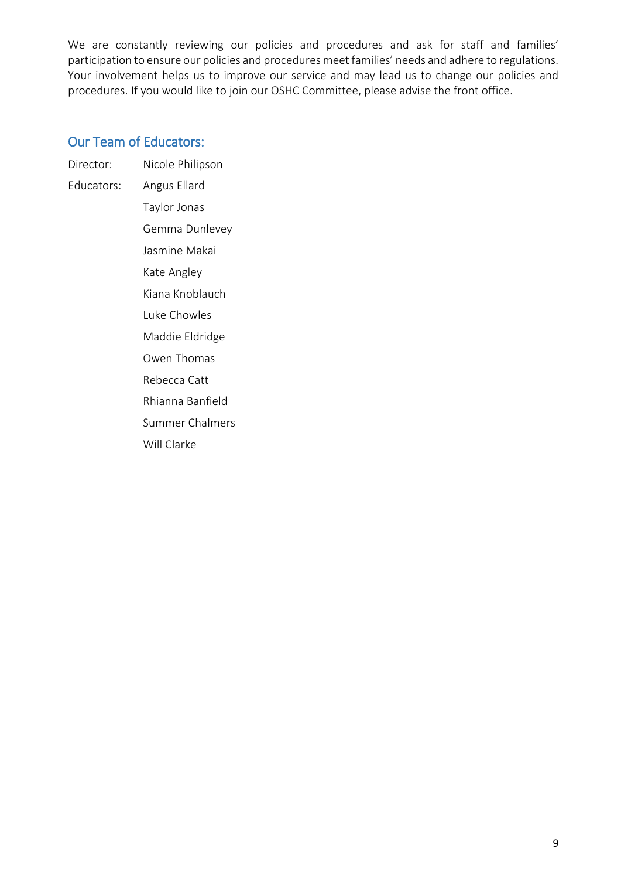We are constantly reviewing our policies and procedures and ask for staff and families' participation to ensure our policies and procedures meet families' needs and adhere to regulations. Your involvement helps us to improve our service and may lead us to change our policies and procedures. If you would like to join our OSHC Committee, please advise the front office.

## Our Team of Educators:

| | |
|---|---|
| Director: | Nicole Philipson |
| Educators: | Angus Ellard |
| | Taylor Jonas |
| | Gemma Dunlevey |
| | Jasmine Makai |
| | Kate Angley |
| | Kiana Knoblauch |
| | Luke Chowles |
| | Maddie Eldridge |
| | Owen Thomas |
| | Rebecca Catt |
| | Rhianna Banfield |
| | Summer Chalmers |
| | Will Clarke |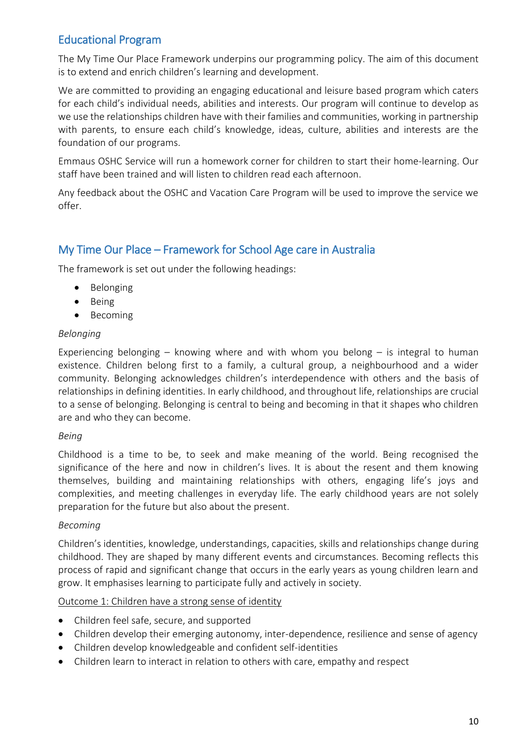## Educational Program

The My Time Our Place Framework underpins our programming policy. The aim of this document is to extend and enrich children's learning and development.

We are committed to providing an engaging educational and leisure based program which caters for each child's individual needs, abilities and interests. Our program will continue to develop as we use the relationships children have with their families and communities, working in partnership with parents, to ensure each child's knowledge, ideas, culture, abilities and interests are the foundation of our programs.

Emmaus OSHC Service will run a homework corner for children to start their home-learning. Our staff have been trained and will listen to children read each afternoon.

Any feedback about the OSHC and Vacation Care Program will be used to improve the service we offer.

## My Time Our Place – Framework for School Age care in Australia

The framework is set out under the following headings:

- Belonging
- Being
- Becoming

*Belonging*

Experiencing belonging – knowing where and with whom you belong – is integral to human existence. Children belong first to a family, a cultural group, a neighbourhood and a wider community. Belonging acknowledges children's interdependence with others and the basis of relationships in defining identities. In early childhood, and throughout life, relationships are crucial to a sense of belonging. Belonging is central to being and becoming in that it shapes who children are and who they can become.

*Being*

Childhood is a time to be, to seek and make meaning of the world. Being recognised the significance of the here and now in children's lives. It is about the resent and them knowing themselves, building and maintaining relationships with others, engaging life's joys and complexities, and meeting challenges in everyday life. The early childhood years are not solely preparation for the future but also about the present.

*Becoming*

Children's identities, knowledge, understandings, capacities, skills and relationships change during childhood. They are shaped by many different events and circumstances. Becoming reflects this process of rapid and significant change that occurs in the early years as young children learn and grow. It emphasises learning to participate fully and actively in society.

Outcome 1: Children have a strong sense of identity

- Children feel safe, secure, and supported
- Children develop their emerging autonomy, inter-dependence, resilience and sense of agency
- Children develop knowledgeable and confident self-identities
- Children learn to interact in relation to others with care, empathy and respect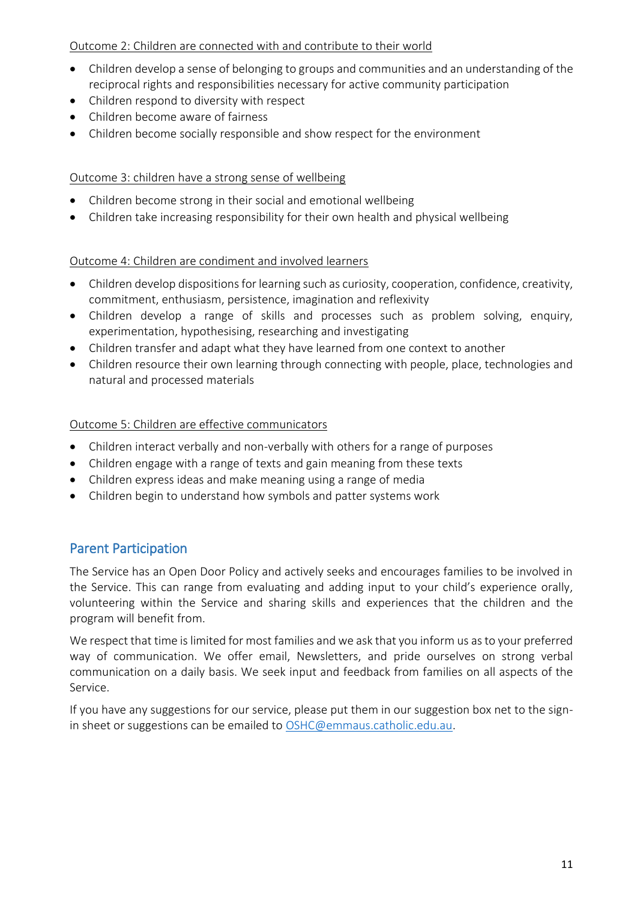Outcome 2: Children are connected with and contribute to their world

- Children develop a sense of belonging to groups and communities and an understanding of the reciprocal rights and responsibilities necessary for active community participation
- Children respond to diversity with respect
- Children become aware of fairness
- Children become socially responsible and show respect for the environment

Outcome 3: children have a strong sense of wellbeing

- Children become strong in their social and emotional wellbeing
- Children take increasing responsibility for their own health and physical wellbeing

Outcome 4: Children are condiment and involved learners

- Children develop dispositions for learning such as curiosity, cooperation, confidence, creativity, commitment, enthusiasm, persistence, imagination and reflexivity
- Children develop a range of skills and processes such as problem solving, enquiry, experimentation, hypothesising, researching and investigating
- Children transfer and adapt what they have learned from one context to another
- Children resource their own learning through connecting with people, place, technologies and natural and processed materials

Outcome 5: Children are effective communicators

- Children interact verbally and non-verbally with others for a range of purposes
- Children engage with a range of texts and gain meaning from these texts
- Children express ideas and make meaning using a range of media
- Children begin to understand how symbols and patter systems work

## Parent Participation

The Service has an Open Door Policy and actively seeks and encourages families to be involved in the Service. This can range from evaluating and adding input to your child's experience orally, volunteering within the Service and sharing skills and experiences that the children and the program will benefit from.

We respect that time is limited for most families and we ask that you inform us as to your preferred way of communication. We offer email, Newsletters, and pride ourselves on strong verbal communication on a daily basis. We seek input and feedback from families on all aspects of the Service.

If you have any suggestions for our service, please put them in our suggestion box net to the sign-in sheet or suggestions can be emailed to OSHC@emmaus.catholic.edu.au.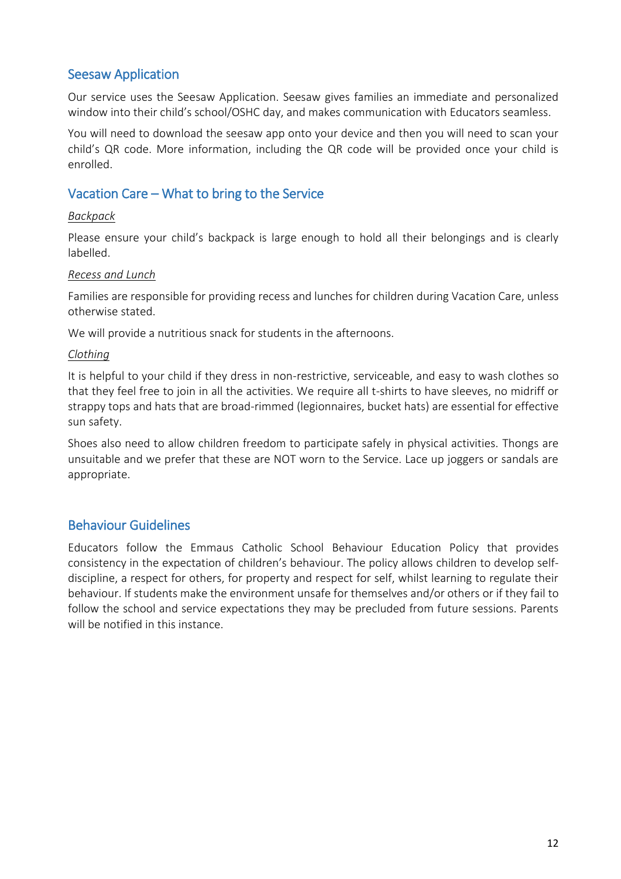## Seesaw Application

Our service uses the Seesaw Application. Seesaw gives families an immediate and personalized window into their child's school/OSHC day, and makes communication with Educators seamless.

You will need to download the seesaw app onto your device and then you will need to scan your child's QR code. More information, including the QR code will be provided once your child is enrolled.

## Vacation Care – What to bring to the Service

<u>*Backpack*</u>

Please ensure your child's backpack is large enough to hold all their belongings and is clearly labelled.

<u>*Recess and Lunch*</u>

Families are responsible for providing recess and lunches for children during Vacation Care, unless otherwise stated.

We will provide a nutritious snack for students in the afternoons.

<u>*Clothing*</u>

It is helpful to your child if they dress in non-restrictive, serviceable, and easy to wash clothes so that they feel free to join in all the activities. We require all t-shirts to have sleeves, no midriff or strappy tops and hats that are broad-rimmed (legionnaires, bucket hats) are essential for effective sun safety.

Shoes also need to allow children freedom to participate safely in physical activities. Thongs are unsuitable and we prefer that these are NOT worn to the Service. Lace up joggers or sandals are appropriate.

## Behaviour Guidelines

Educators follow the Emmaus Catholic School Behaviour Education Policy that provides consistency in the expectation of children's behaviour. The policy allows children to develop self-discipline, a respect for others, for property and respect for self, whilst learning to regulate their behaviour. If students make the environment unsafe for themselves and/or others or if they fail to follow the school and service expectations they may be precluded from future sessions. Parents will be notified in this instance.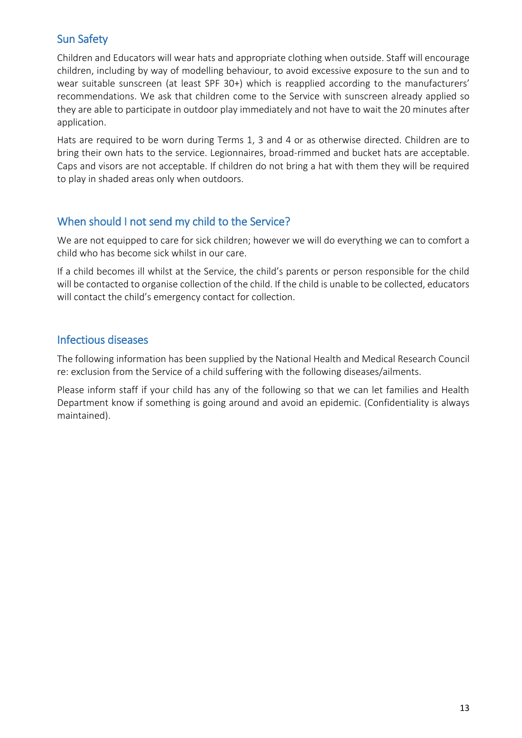## Sun Safety

Children and Educators will wear hats and appropriate clothing when outside. Staff will encourage children, including by way of modelling behaviour, to avoid excessive exposure to the sun and to wear suitable sunscreen (at least SPF 30+) which is reapplied according to the manufacturers' recommendations. We ask that children come to the Service with sunscreen already applied so they are able to participate in outdoor play immediately and not have to wait the 20 minutes after application.

Hats are required to be worn during Terms 1, 3 and 4 or as otherwise directed. Children are to bring their own hats to the service. Legionnaires, broad-rimmed and bucket hats are acceptable. Caps and visors are not acceptable. If children do not bring a hat with them they will be required to play in shaded areas only when outdoors.

## When should I not send my child to the Service?

We are not equipped to care for sick children; however we will do everything we can to comfort a child who has become sick whilst in our care.

If a child becomes ill whilst at the Service, the child's parents or person responsible for the child will be contacted to organise collection of the child. If the child is unable to be collected, educators will contact the child's emergency contact for collection.

## Infectious diseases

The following information has been supplied by the National Health and Medical Research Council re: exclusion from the Service of a child suffering with the following diseases/ailments.

Please inform staff if your child has any of the following so that we can let families and Health Department know if something is going around and avoid an epidemic. (Confidentiality is always maintained).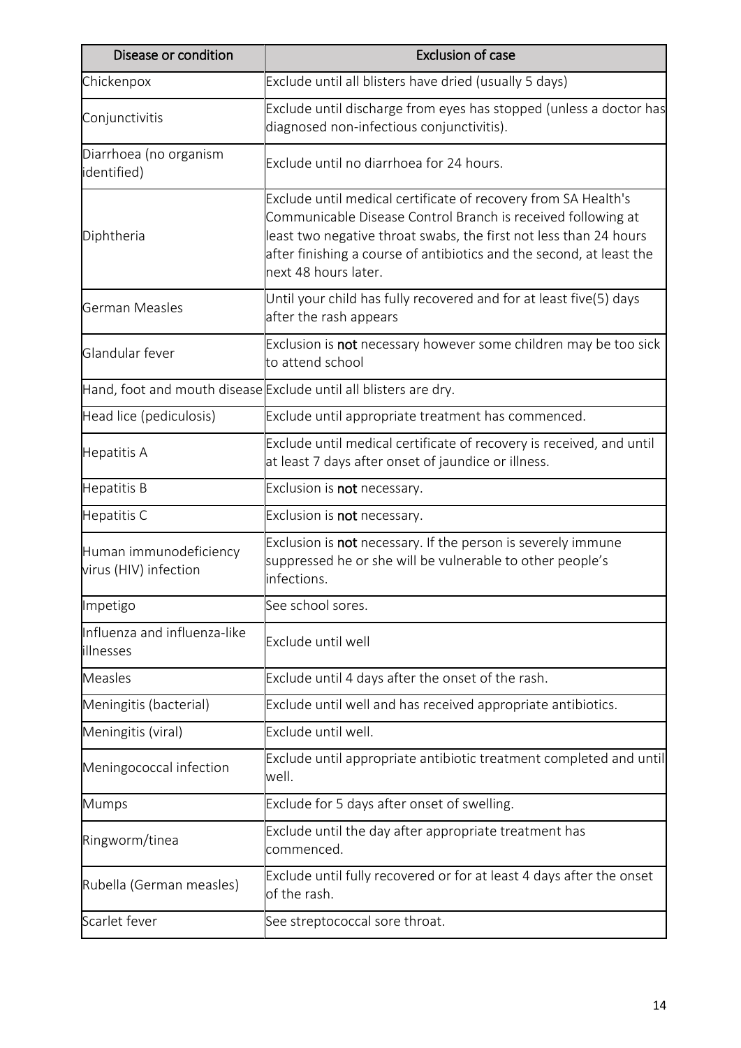| Disease or condition | Exclusion of case |
| --- | --- |
| Chickenpox | Exclude until all blisters have dried (usually 5 days) |
| Conjunctivitis | Exclude until discharge from eyes has stopped (unless a doctor has diagnosed non-infectious conjunctivitis). |
| Diarrhoea (no organism identified) | Exclude until no diarrhoea for 24 hours. |
| Diphtheria | Exclude until medical certificate of recovery from SA Health's Communicable Disease Control Branch is received following at least two negative throat swabs, the first not less than 24 hours after finishing a course of antibiotics and the second, at least the next 48 hours later. |
| German Measles | Until your child has fully recovered and for at least five(5) days after the rash appears |
| Glandular fever | Exclusion is **not** necessary however some children may be too sick to attend school |
| Hand, foot and mouth disease | Exclude until all blisters are dry. |
| Head lice (pediculosis) | Exclude until appropriate treatment has commenced. |
| Hepatitis A | Exclude until medical certificate of recovery is received, and until at least 7 days after onset of jaundice or illness. |
| Hepatitis B | Exclusion is **not** necessary. |
| Hepatitis C | Exclusion is **not** necessary. |
| Human immunodeficiency virus (HIV) infection | Exclusion is **not** necessary. If the person is severely immune suppressed he or she will be vulnerable to other people's infections. |
| Impetigo | See school sores. |
| Influenza and influenza-like illnesses | Exclude until well |
| Measles | Exclude until 4 days after the onset of the rash. |
| Meningitis (bacterial) | Exclude until well and has received appropriate antibiotics. |
| Meningitis (viral) | Exclude until well. |
| Meningococcal infection | Exclude until appropriate antibiotic treatment completed and until well. |
| Mumps | Exclude for 5 days after onset of swelling. |
| Ringworm/tinea | Exclude until the day after appropriate treatment has commenced. |
| Rubella (German measles) | Exclude until fully recovered or for at least 4 days after the onset of the rash. |
| Scarlet fever | See streptococcal sore throat. |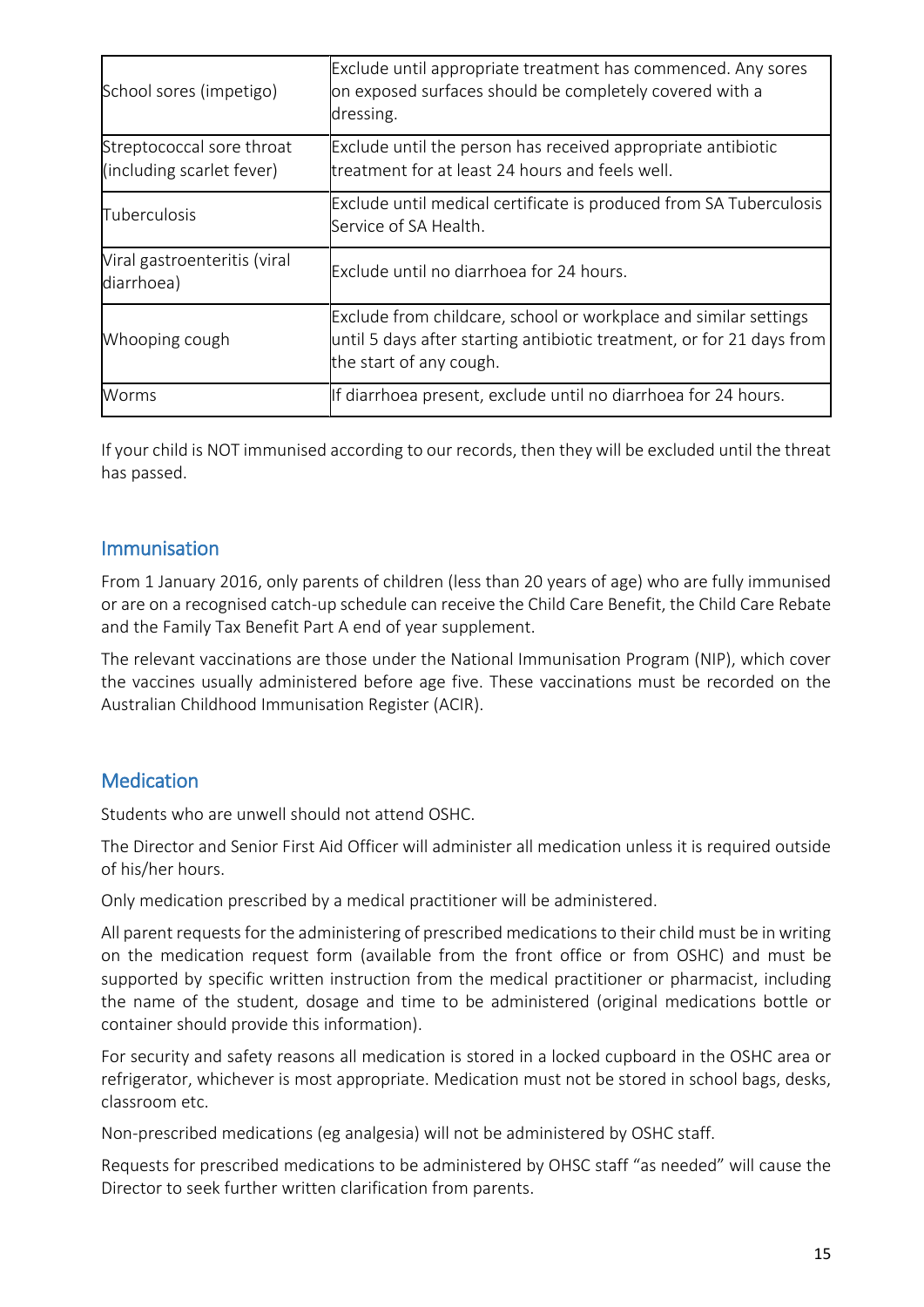| School sores (impetigo) | Exclude until appropriate treatment has commenced. Any sores on exposed surfaces should be completely covered with a dressing. |
|---|---|
| Streptococcal sore throat (including scarlet fever) | Exclude until the person has received appropriate antibiotic treatment for at least 24 hours and feels well. |
| Tuberculosis | Exclude until medical certificate is produced from SA Tuberculosis Service of SA Health. |
| Viral gastroenteritis (viral diarrhoea) | Exclude until no diarrhoea for 24 hours. |
| Whooping cough | Exclude from childcare, school or workplace and similar settings until 5 days after starting antibiotic treatment, or for 21 days from the start of any cough. |
| Worms | If diarrhoea present, exclude until no diarrhoea for 24 hours. |

If your child is NOT immunised according to our records, then they will be excluded until the threat has passed.

## Immunisation

From 1 January 2016, only parents of children (less than 20 years of age) who are fully immunised or are on a recognised catch-up schedule can receive the Child Care Benefit, the Child Care Rebate and the Family Tax Benefit Part A end of year supplement.

The relevant vaccinations are those under the National Immunisation Program (NIP), which cover the vaccines usually administered before age five. These vaccinations must be recorded on the Australian Childhood Immunisation Register (ACIR).

## Medication

Students who are unwell should not attend OSHC.

The Director and Senior First Aid Officer will administer all medication unless it is required outside of his/her hours.

Only medication prescribed by a medical practitioner will be administered.

All parent requests for the administering of prescribed medications to their child must be in writing on the medication request form (available from the front office or from OSHC) and must be supported by specific written instruction from the medical practitioner or pharmacist, including the name of the student, dosage and time to be administered (original medications bottle or container should provide this information).

For security and safety reasons all medication is stored in a locked cupboard in the OSHC area or refrigerator, whichever is most appropriate. Medication must not be stored in school bags, desks, classroom etc.

Non-prescribed medications (eg analgesia) will not be administered by OSHC staff.

Requests for prescribed medications to be administered by OHSC staff "as needed" will cause the Director to seek further written clarification from parents.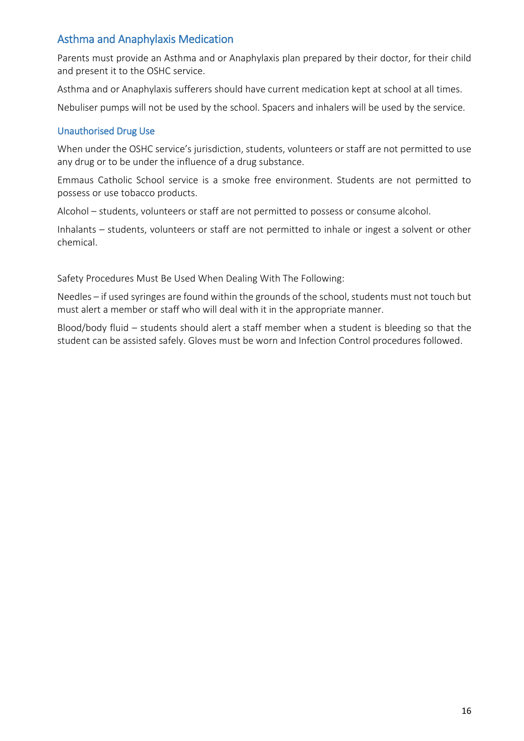## Asthma and Anaphylaxis Medication

Parents must provide an Asthma and or Anaphylaxis plan prepared by their doctor, for their child and present it to the OSHC service.

Asthma and or Anaphylaxis sufferers should have current medication kept at school at all times.

Nebuliser pumps will not be used by the school. Spacers and inhalers will be used by the service.

### Unauthorised Drug Use

When under the OSHC service's jurisdiction, students, volunteers or staff are not permitted to use any drug or to be under the influence of a drug substance.

Emmaus Catholic School service is a smoke free environment. Students are not permitted to possess or use tobacco products.

Alcohol – students, volunteers or staff are not permitted to possess or consume alcohol.

Inhalants – students, volunteers or staff are not permitted to inhale or ingest a solvent or other chemical.

Safety Procedures Must Be Used When Dealing With The Following:

Needles – if used syringes are found within the grounds of the school, students must not touch but must alert a member or staff who will deal with it in the appropriate manner.

Blood/body fluid – students should alert a staff member when a student is bleeding so that the student can be assisted safely. Gloves must be worn and Infection Control procedures followed.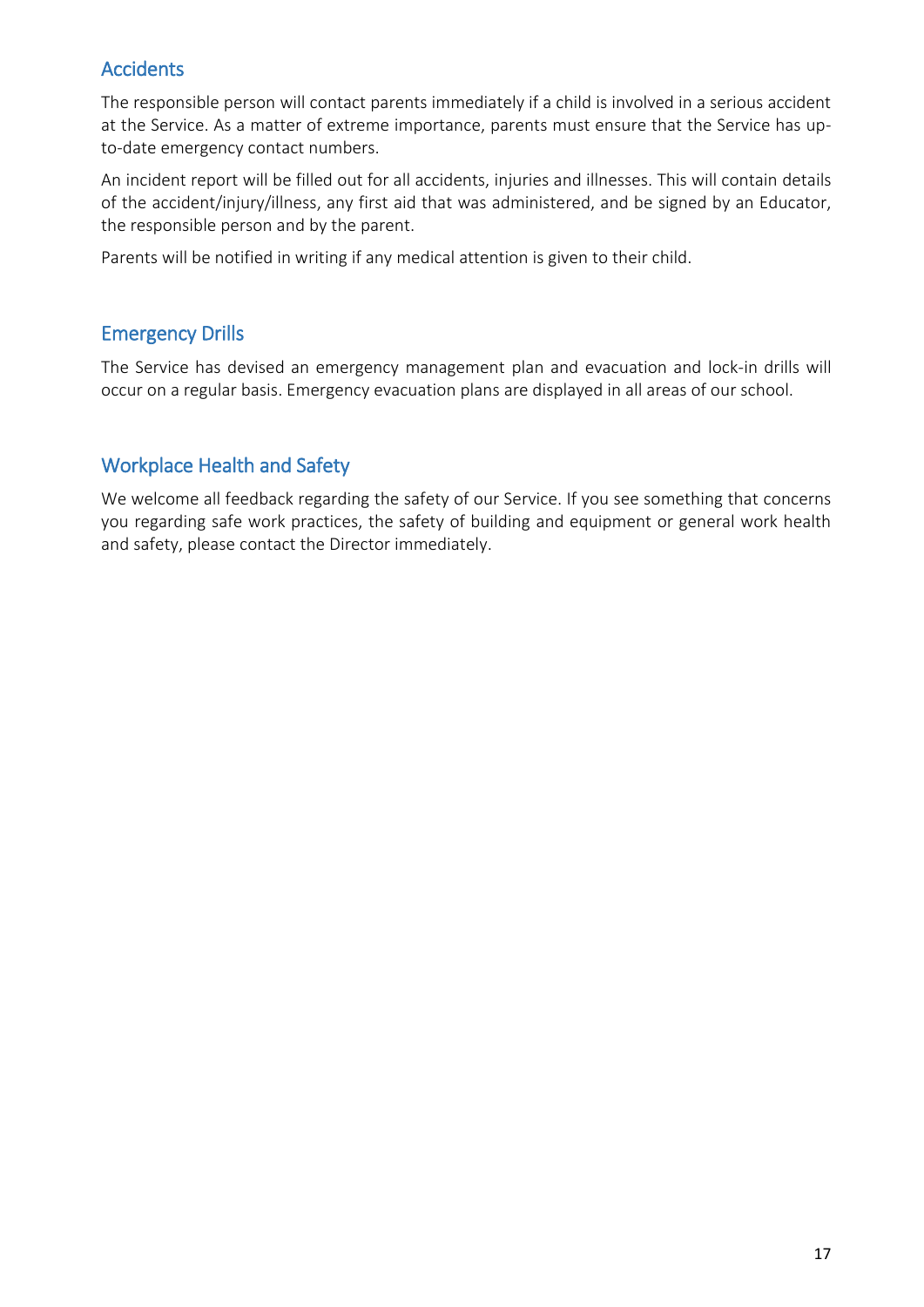## Accidents

The responsible person will contact parents immediately if a child is involved in a serious accident at the Service. As a matter of extreme importance, parents must ensure that the Service has up-to-date emergency contact numbers.

An incident report will be filled out for all accidents, injuries and illnesses. This will contain details of the accident/injury/illness, any first aid that was administered, and be signed by an Educator, the responsible person and by the parent.

Parents will be notified in writing if any medical attention is given to their child.

## Emergency Drills

The Service has devised an emergency management plan and evacuation and lock-in drills will occur on a regular basis. Emergency evacuation plans are displayed in all areas of our school.

## Workplace Health and Safety

We welcome all feedback regarding the safety of our Service. If you see something that concerns you regarding safe work practices, the safety of building and equipment or general work health and safety, please contact the Director immediately.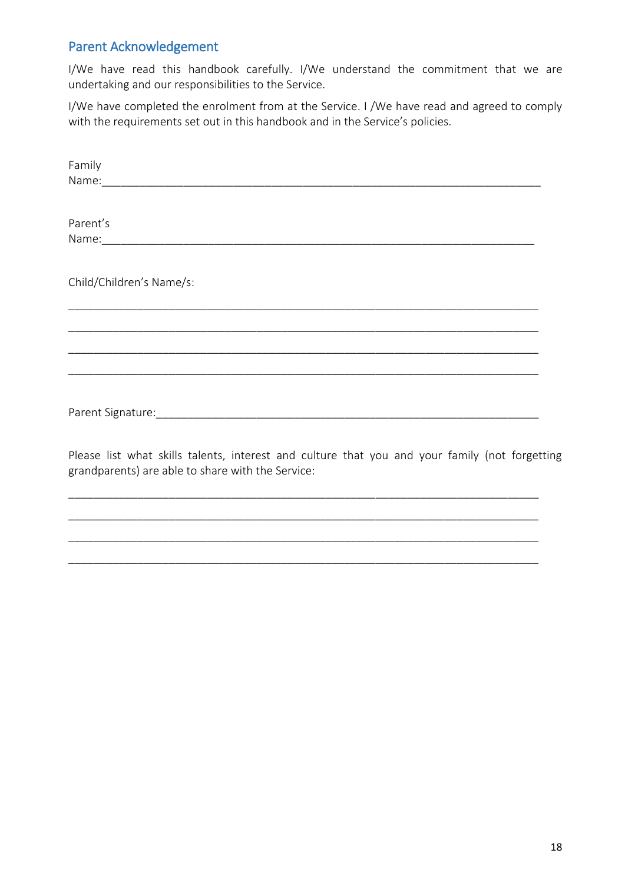## Parent Acknowledgement

I/We have read this handbook carefully. I/We understand the commitment that we are undertaking and our responsibilities to the Service.

I/We have completed the enrolment from at the Service. I /We have read and agreed to comply with the requirements set out in this handbook and in the Service's policies.

Family Name:_______________________________________________________________________

Parent's Name:_____________________________________________________________________

Child/Children's Name/s:

_________________________________________________________________________

_________________________________________________________________________

_________________________________________________________________________

_________________________________________________________________________

Parent Signature:___________________________________________________________

Please list what skills talents, interest and culture that you and your family (not forgetting grandparents) are able to share with the Service:

_________________________________________________________________________

_________________________________________________________________________

_________________________________________________________________________

_________________________________________________________________________